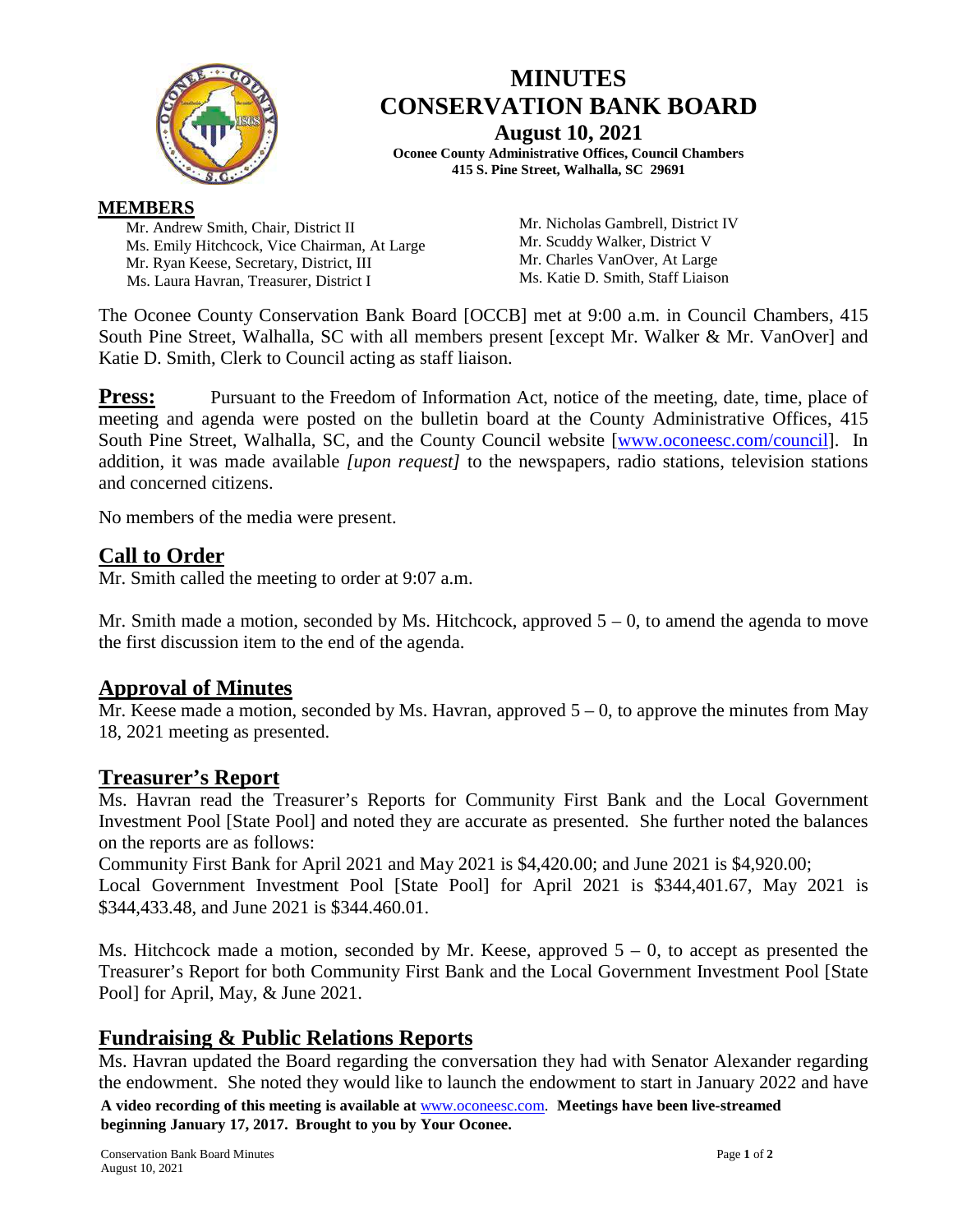# MINUTES
# CONSERVATION BANK BOARD

**August 10, 2021**

**Oconee County Administrative Offices, Council Chambers**
**415 S. Pine Street, Walhalla, SC 29691**

**MEMBERS**

Mr. Andrew Smith, Chair, District II
Ms. Emily Hitchcock, Vice Chairman, At Large
Mr. Ryan Keese, Secretary, District, III
Ms. Laura Havran, Treasurer, District I
Mr. Nicholas Gambrell, District IV
Mr. Scuddy Walker, District V
Mr. Charles VanOver, At Large
Ms. Katie D. Smith, Staff Liaison

The Oconee County Conservation Bank Board [OCCB] met at 9:00 a.m. in Council Chambers, 415 South Pine Street, Walhalla, SC with all members present [except Mr. Walker & Mr. VanOver] and Katie D. Smith, Clerk to Council acting as staff liaison.

**Press:** Pursuant to the Freedom of Information Act, notice of the meeting, date, time, place of meeting and agenda were posted on the bulletin board at the County Administrative Offices, 415 South Pine Street, Walhalla, SC, and the County Council website [www.oconeesc.com/council]. In addition, it was made available *[upon request]* to the newspapers, radio stations, television stations and concerned citizens.

No members of the media were present.

## Call to Order

Mr. Smith called the meeting to order at 9:07 a.m.

Mr. Smith made a motion, seconded by Ms. Hitchcock, approved 5 – 0, to amend the agenda to move the first discussion item to the end of the agenda.

## Approval of Minutes

Mr. Keese made a motion, seconded by Ms. Havran, approved 5 – 0, to approve the minutes from May 18, 2021 meeting as presented.

## Treasurer's Report

Ms. Havran read the Treasurer's Reports for Community First Bank and the Local Government Investment Pool [State Pool] and noted they are accurate as presented. She further noted the balances on the reports are as follows:
Community First Bank for April 2021 and May 2021 is $4,420.00; and June 2021 is $4,920.00;
Local Government Investment Pool [State Pool] for April 2021 is $344,401.67, May 2021 is $344,433.48, and June 2021 is $344.460.01.

Ms. Hitchcock made a motion, seconded by Mr. Keese, approved 5 – 0, to accept as presented the Treasurer's Report for both Community First Bank and the Local Government Investment Pool [State Pool] for April, May, & June 2021.

## Fundraising & Public Relations Reports

Ms. Havran updated the Board regarding the conversation they had with Senator Alexander regarding the endowment. She noted they would like to launch the endowment to start in January 2022 and have

**A video recording of this meeting is available at** www.oconeesc.com. **Meetings have been live-streamed beginning January 17, 2017. Brought to you by Your Oconee.**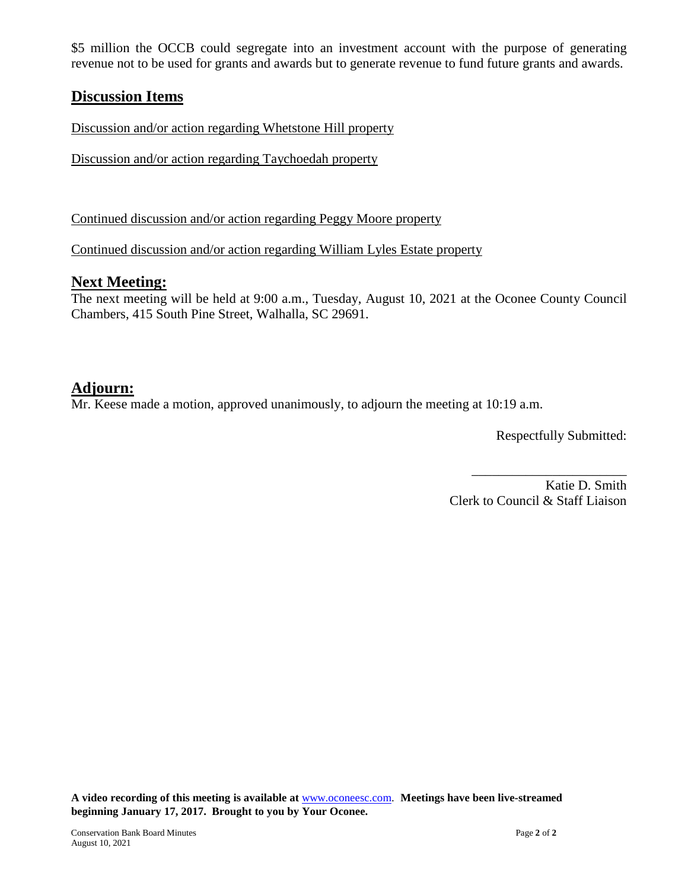$5 million the OCCB could segregate into an investment account with the purpose of generating revenue not to be used for grants and awards but to generate revenue to fund future grants and awards.

## Discussion Items

Discussion and/or action regarding Whetstone Hill property

Discussion and/or action regarding Taychoedah property

Continued discussion and/or action regarding Peggy Moore property

Continued discussion and/or action regarding William Lyles Estate property

## Next Meeting:

The next meeting will be held at 9:00 a.m., Tuesday, August 10, 2021 at the Oconee County Council Chambers, 415 South Pine Street, Walhalla, SC 29691.

## Adjourn:

Mr. Keese made a motion, approved unanimously, to adjourn the meeting at 10:19 a.m.

Respectfully Submitted:

\_\_\_\_\_\_\_\_\_\_\_\_\_\_\_\_\_\_\_\_\_\_\_\_

Katie D. Smith
Clerk to Council & Staff Liaison

**A video recording of this meeting is available at** www.oconeesc.com. **Meetings have been live-streamed beginning January 17, 2017. Brought to you by Your Oconee.**

Conservation Bank Board Minutes
August 10, 2021